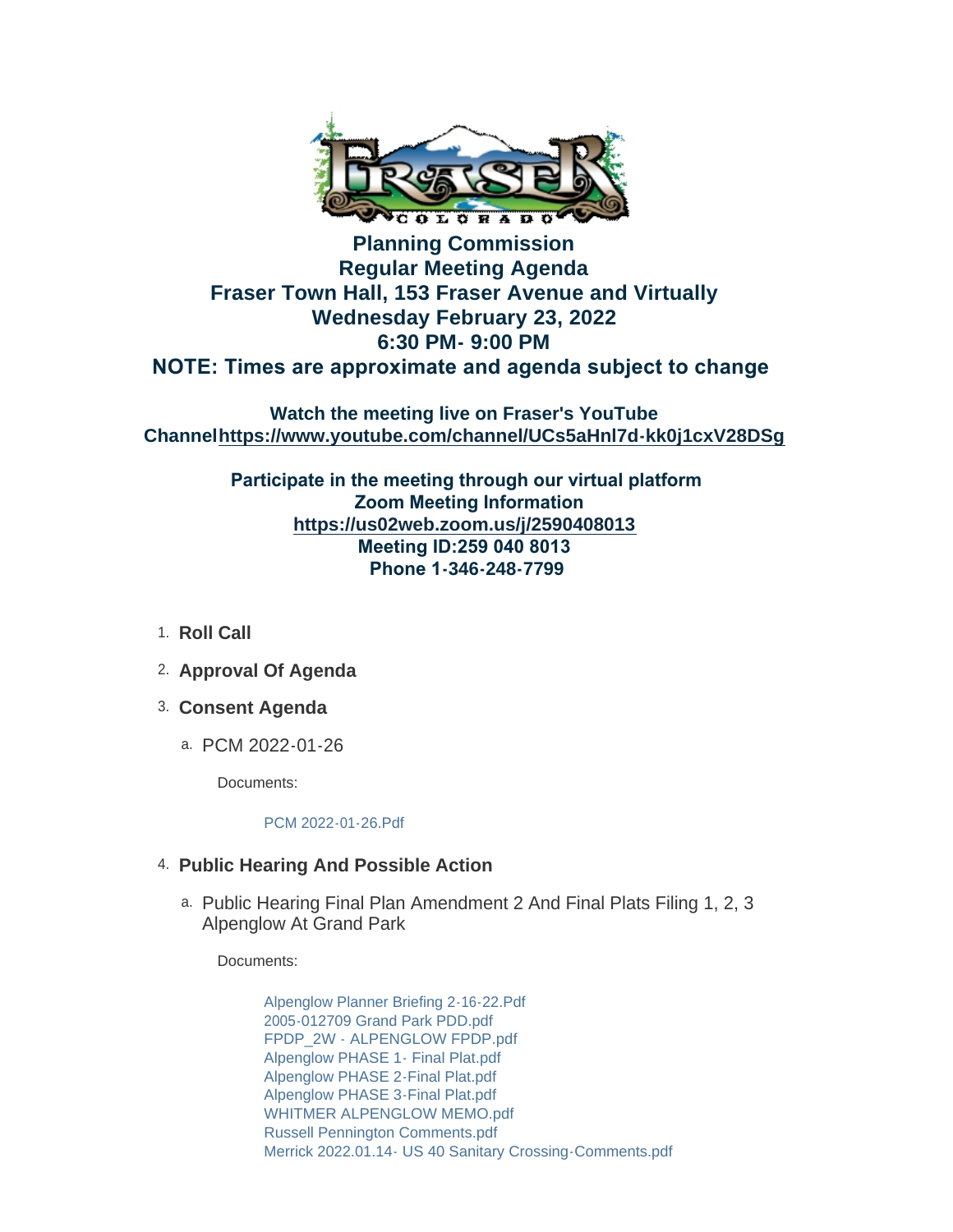# Planning Commission Regular Meeting Agenda
## Fraser Town Hall, 153 Fraser Avenue and Virtually
## Wednesday February 23, 2022
## 6:30 PM- 9:00 PM
## NOTE: Times are approximate and agenda subject to change

**Watch the meeting live on Fraser's YouTube Channel https://www.youtube.com/channel/UCs5aHnl7d-kk0j1cxV28DSg**

**Participate in the meeting through our virtual platform**
**Zoom Meeting Information**
**https://us02web.zoom.us/j/2590408013**
**Meeting ID:259 040 8013**
**Phone 1-346-248-7799**

1. **Roll Call**
2. **Approval Of Agenda**
3. **Consent Agenda**
   a. PCM 2022-01-26

      Documents:

      PCM 2022-01-26.Pdf

4. **Public Hearing And Possible Action**
   a. Public Hearing Final Plan Amendment 2 And Final Plats Filing 1, 2, 3 Alpenglow At Grand Park

      Documents:

      Alpenglow Planner Briefing 2-16-22.Pdf
      2005-012709 Grand Park PDD.pdf
      FPDP_2W - ALPENGLOW FPDP.pdf
      Alpenglow PHASE 1- Final Plat.pdf
      Alpenglow PHASE 2-Final Plat.pdf
      Alpenglow PHASE 3-Final Plat.pdf
      WHITMER ALPENGLOW MEMO.pdf
      Russell Pennington Comments.pdf
      Merrick 2022.01.14- US 40 Sanitary Crossing-Comments.pdf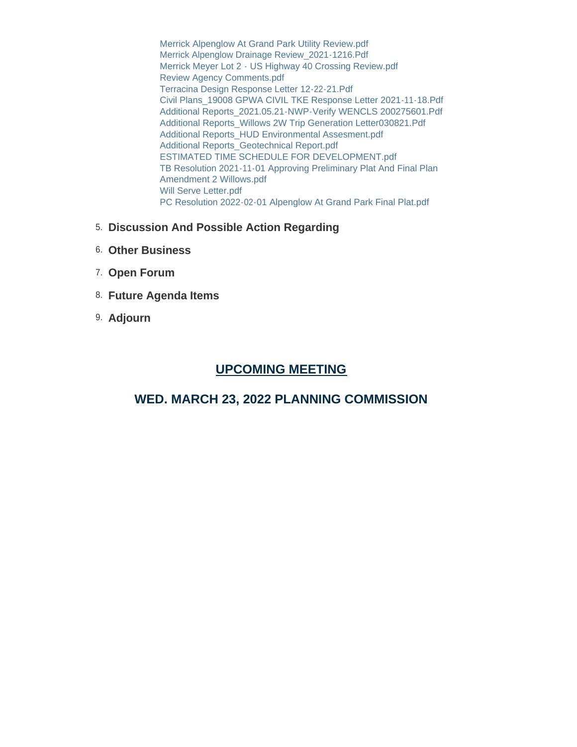Merrick Alpenglow At Grand Park Utility Review.pdf
Merrick Alpenglow Drainage Review_2021-1216.Pdf
Merrick Meyer Lot 2 - US Highway 40 Crossing Review.pdf
Review Agency Comments.pdf
Terracina Design Response Letter 12-22-21.Pdf
Civil Plans_19008 GPWA CIVIL TKE Response Letter 2021-11-18.Pdf
Additional Reports_2021.05.21-NWP-Verify WENCLS 200275601.Pdf
Additional Reports_Willows 2W Trip Generation Letter030821.Pdf
Additional Reports_HUD Environmental Assesment.pdf
Additional Reports_Geotechnical Report.pdf
ESTIMATED TIME SCHEDULE FOR DEVELOPMENT.pdf
TB Resolution 2021-11-01 Approving Preliminary Plat And Final Plan Amendment 2 Willows.pdf
Will Serve Letter.pdf
PC Resolution 2022-02-01 Alpenglow At Grand Park Final Plat.pdf

5. **Discussion And Possible Action Regarding**
6. **Other Business**
7. **Open Forum**
8. **Future Agenda Items**
9. **Adjourn**

## UPCOMING MEETING

## WED. MARCH 23, 2022 PLANNING COMMISSION